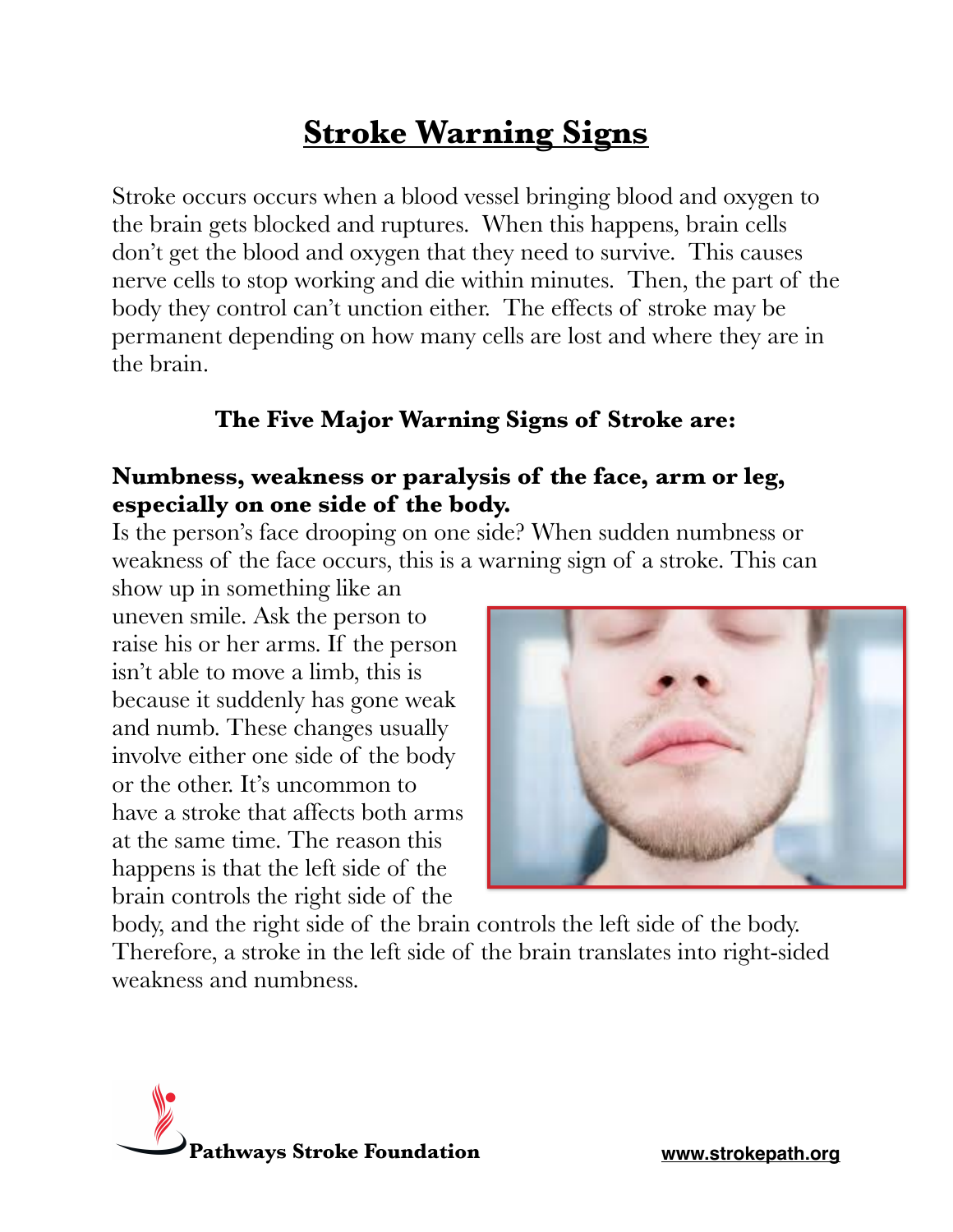# Stroke Warning Signs

Stroke occurs occurs when a blood vessel bringing blood and oxygen to the brain gets blocked and ruptures. When this happens, brain cells don't get the blood and oxygen that they need to survive. This causes nerve cells to stop working and die within minutes. Then, the part of the body they control can't unction either. The effects of stroke may be permanent depending on how many cells are lost and where they are in the brain.

### The Five Major Warning Signs of Stroke are:

**Numbness, weakness or paralysis of the face, arm or leg, especially on one side of the body.**

Is the person's face drooping on one side? When sudden numbness or weakness of the face occurs, this is a warning sign of a stroke. This can show up in something like an uneven smile. Ask the person to raise his or her arms. If the person isn't able to move a limb, this is because it suddenly has gone weak and numb. These changes usually involve either one side of the body or the other. It's uncommon to have a stroke that affects both arms at the same time. The reason this happens is that the left side of the brain controls the right side of the body, and the right side of the brain controls the left side of the body. Therefore, a stroke in the left side of the brain translates into right-sided weakness and numbness.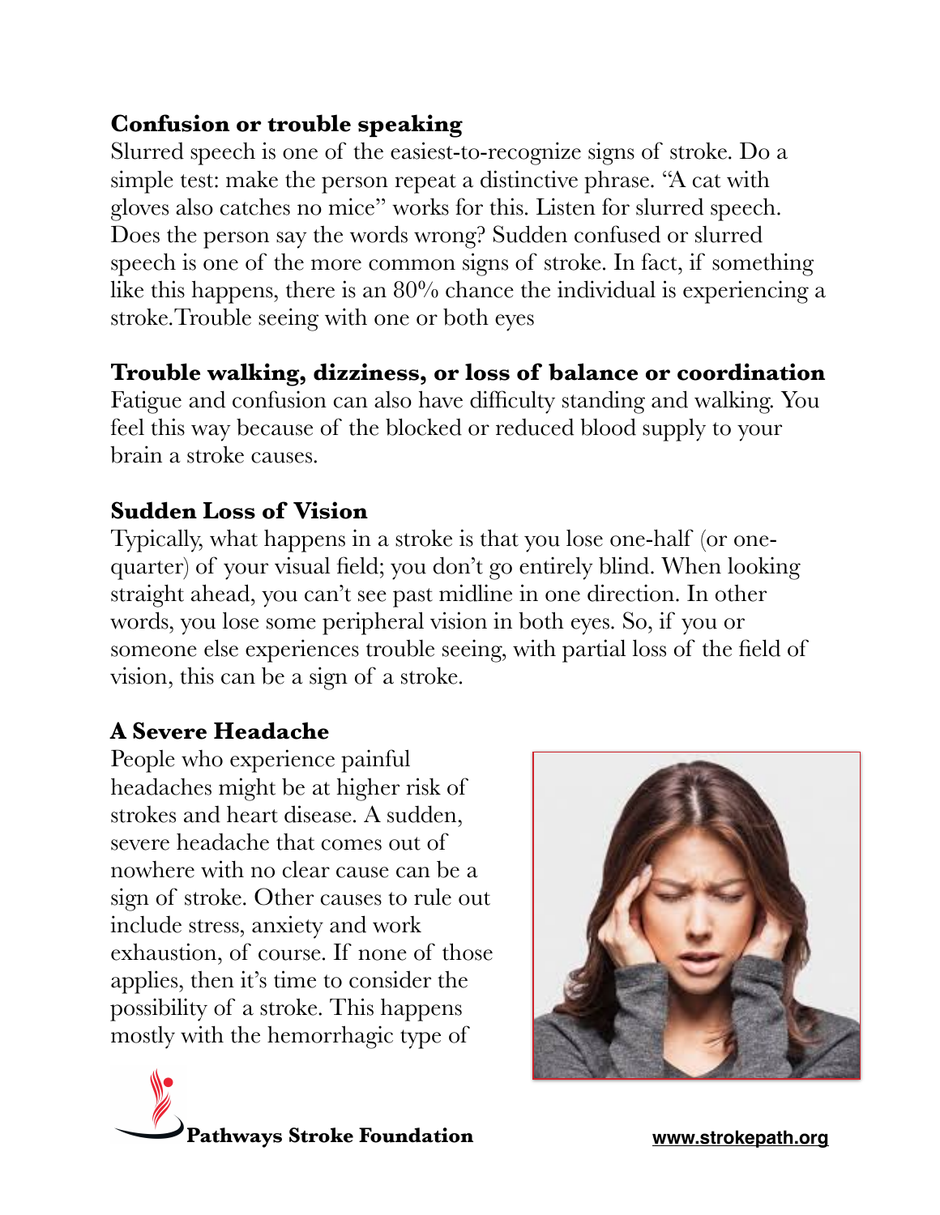**Confusion or trouble speaking**

Slurred speech is one of the easiest-to-recognize signs of stroke. Do a simple test: make the person repeat a distinctive phrase. "A cat with gloves also catches no mice" works for this. Listen for slurred speech. Does the person say the words wrong? Sudden confused or slurred speech is one of the more common signs of stroke. In fact, if something like this happens, there is an 80% chance the individual is experiencing a stroke.Trouble seeing with one or both eyes

**Trouble walking, dizziness, or loss of balance or coordination**

Fatigue and confusion can also have difficulty standing and walking. You feel this way because of the blocked or reduced blood supply to your brain a stroke causes.

**Sudden Loss of Vision**

Typically, what happens in a stroke is that you lose one-half (or one-quarter) of your visual field; you don't go entirely blind. When looking straight ahead, you can't see past midline in one direction. In other words, you lose some peripheral vision in both eyes. So, if you or someone else experiences trouble seeing, with partial loss of the field of vision, this can be a sign of a stroke.

**A Severe Headache**

People who experience painful headaches might be at higher risk of strokes and heart disease. A sudden, severe headache that comes out of nowhere with no clear cause can be a sign of stroke. Other causes to rule out include stress, anxiety and work exhaustion, of course. If none of those applies, then it's time to consider the possibility of a stroke. This happens mostly with the hemorrhagic type of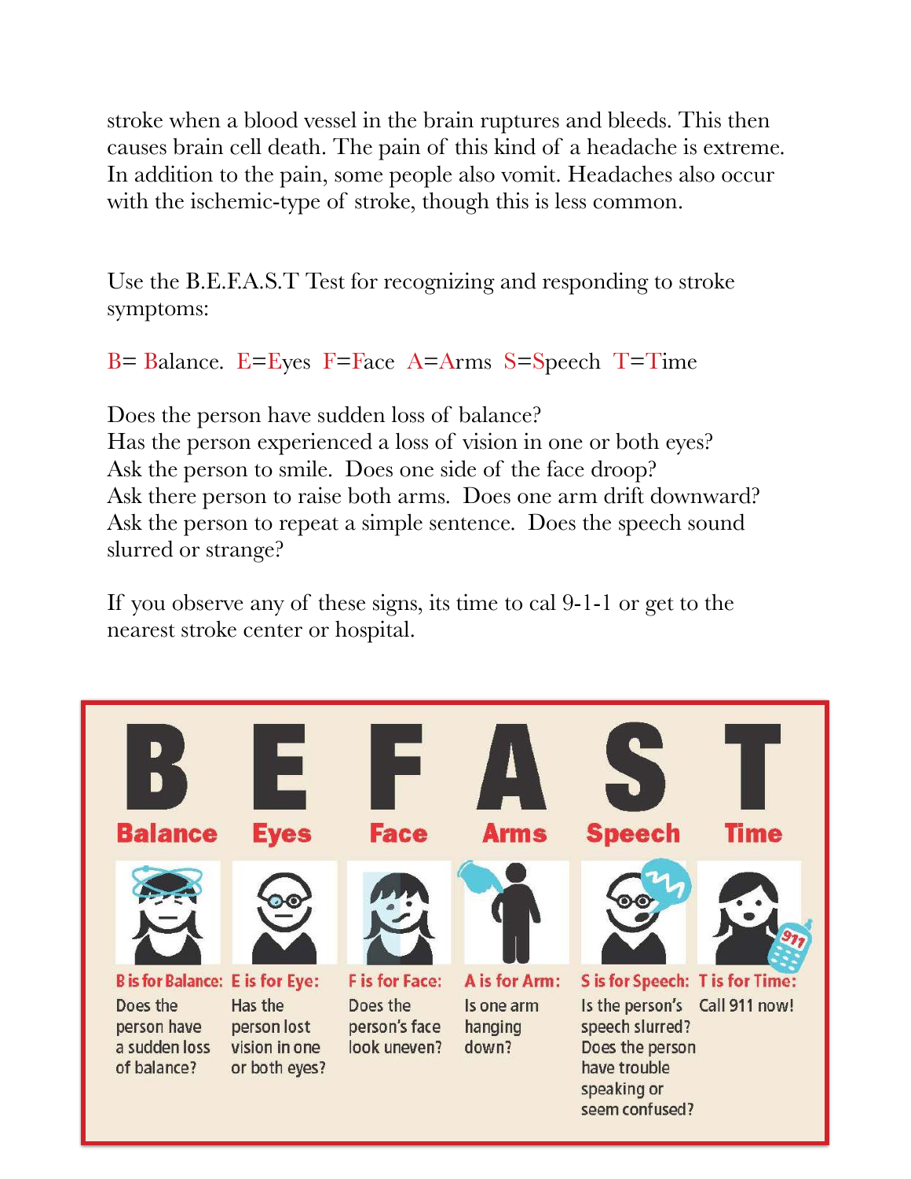stroke when a blood vessel in the brain ruptures and bleeds. This then causes brain cell death. The pain of this kind of a headache is extreme. In addition to the pain, some people also vomit. Headaches also occur with the ischemic-type of stroke, though this is less common.

Use the B.E.F.A.S.T Test for recognizing and responding to stroke symptoms:

B= Balance. E=Eyes F=Face A=Arms S=Speech T=Time

Does the person have sudden loss of balance?
Has the person experienced a loss of vision in one or both eyes?
Ask the person to smile. Does one side of the face droop?
Ask there person to raise both arms. Does one arm drift downward?
Ask the person to repeat a simple sentence. Does the speech sound slurred or strange?

If you observe any of these signs, its time to cal 9-1-1 or get to the nearest stroke center or hospital.

B E F A S T

Balance Eyes Face Arms Speech Time

**B is for Balance:** Does the person have a sudden loss of balance?

**E is for Eye:** Has the person lost vision in one or both eyes?

**F is for Face:** Does the person's face look uneven?

**A is for Arm:** Is one arm hanging down?

**S is for Speech:** Is the person's speech slurred? Does the person have trouble speaking or seem confused?

**T is for Time:** Call 911 now!